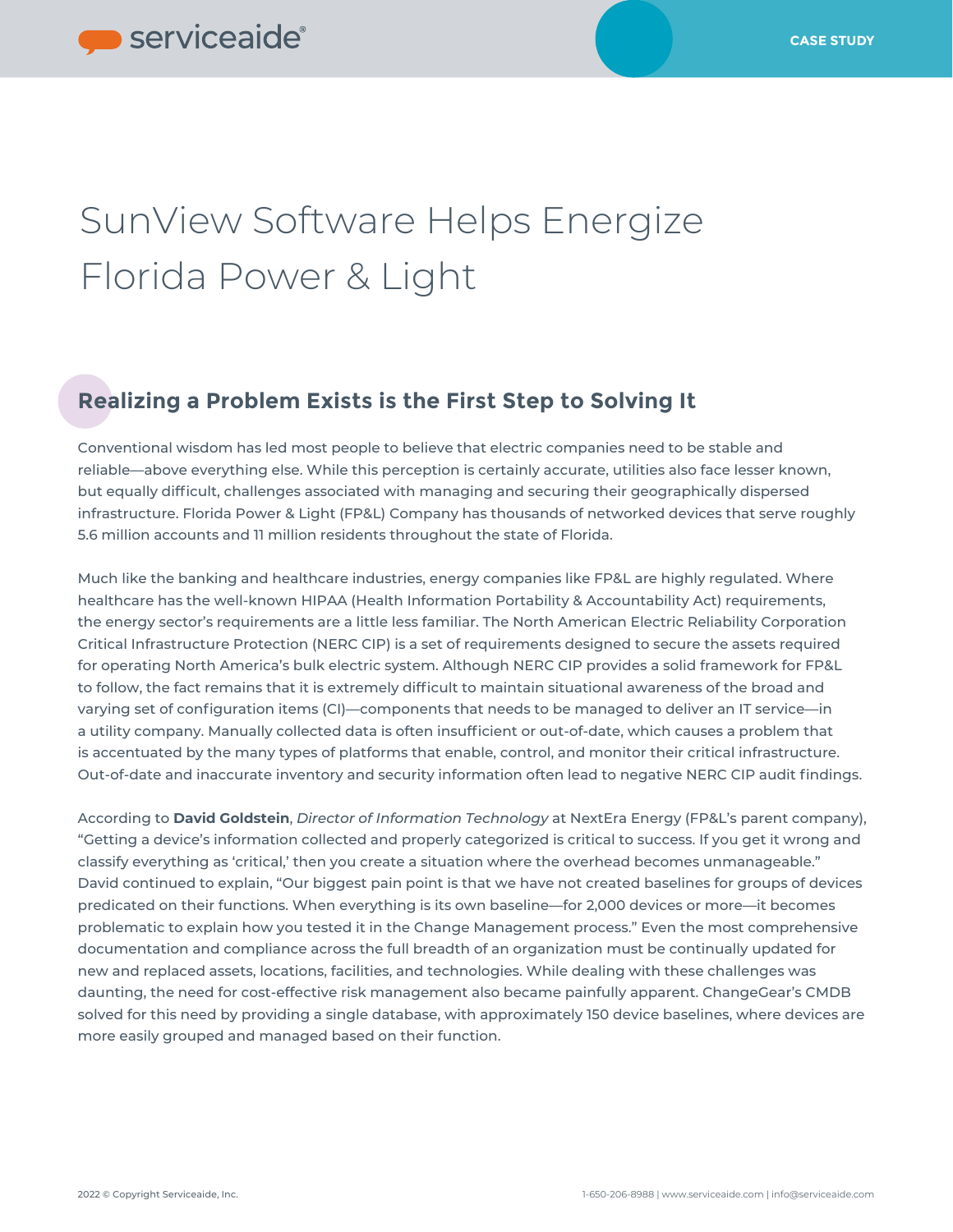# SunView Software Helps Energize Florida Power & Light

## Realizing a Problem Exists is the First Step to Solving It

Conventional wisdom has led most people to believe that electric companies need to be stable and reliable—above everything else. While this perception is certainly accurate, utilities also face lesser known, but equally difficult, challenges associated with managing and securing their geographically dispersed infrastructure. Florida Power & Light (FP&L) Company has thousands of networked devices that serve roughly 5.6 million accounts and 11 million residents throughout the state of Florida.

Much like the banking and healthcare industries, energy companies like FP&L are highly regulated. Where healthcare has the well-known HIPAA (Health Information Portability & Accountability Act) requirements, the energy sector's requirements are a little less familiar. The North American Electric Reliability Corporation Critical Infrastructure Protection (NERC CIP) is a set of requirements designed to secure the assets required for operating North America's bulk electric system. Although NERC CIP provides a solid framework for FP&L to follow, the fact remains that it is extremely difficult to maintain situational awareness of the broad and varying set of configuration items (CI)—components that needs to be managed to deliver an IT service—in a utility company. Manually collected data is often insufficient or out-of-date, which causes a problem that is accentuated by the many types of platforms that enable, control, and monitor their critical infrastructure. Out-of-date and inaccurate inventory and security information often lead to negative NERC CIP audit findings.

According to **David Goldstein**, *Director of Information Technology* at NextEra Energy (FP&L's parent company), "Getting a device's information collected and properly categorized is critical to success. If you get it wrong and classify everything as 'critical,' then you create a situation where the overhead becomes unmanageable." David continued to explain, "Our biggest pain point is that we have not created baselines for groups of devices predicated on their functions. When everything is its own baseline—for 2,000 devices or more—it becomes problematic to explain how you tested it in the Change Management process." Even the most comprehensive documentation and compliance across the full breadth of an organization must be continually updated for new and replaced assets, locations, facilities, and technologies. While dealing with these challenges was daunting, the need for cost-effective risk management also became painfully apparent. ChangeGear's CMDB solved for this need by providing a single database, with approximately 150 device baselines, where devices are more easily grouped and managed based on their function.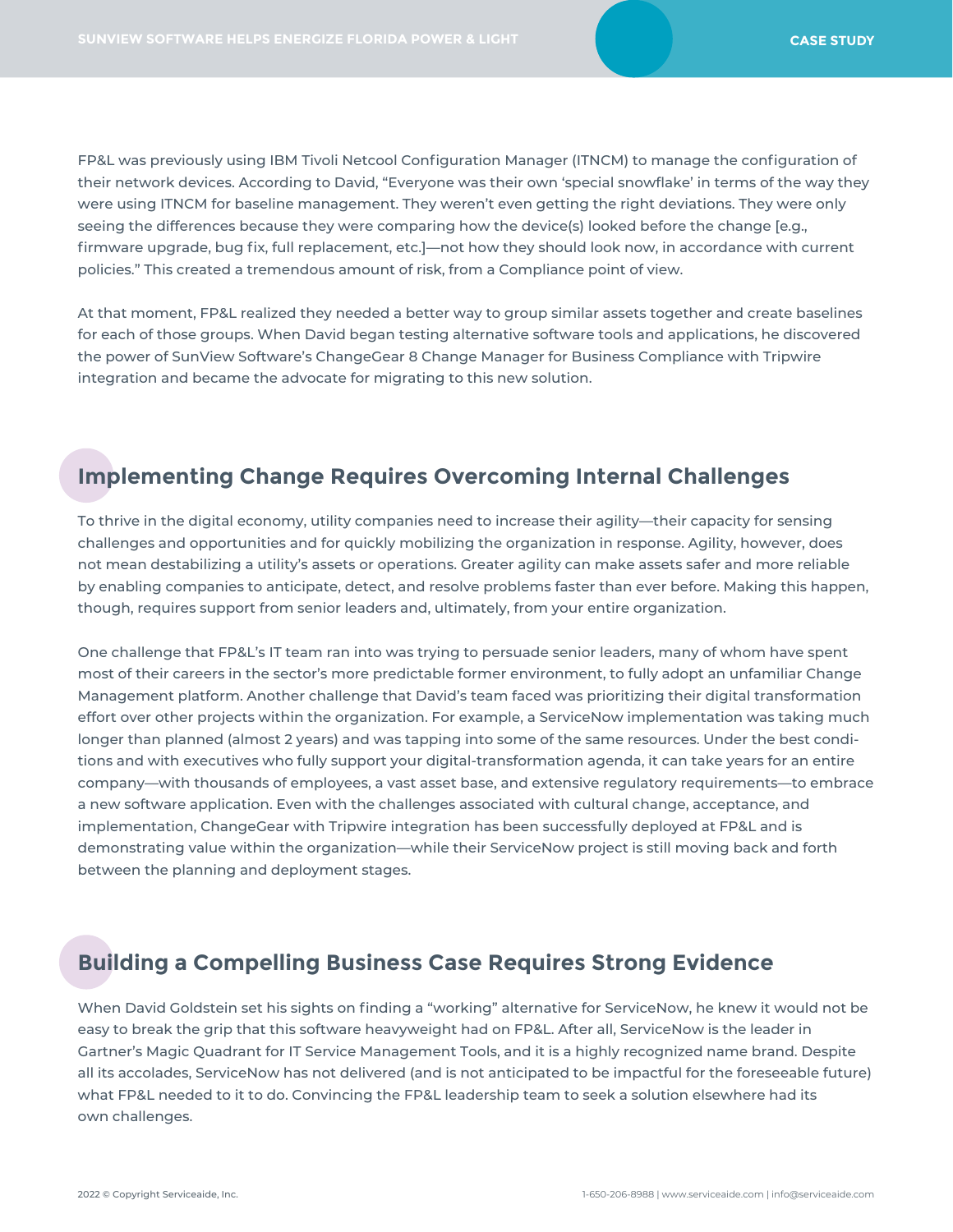FP&L was previously using IBM Tivoli Netcool Configuration Manager (ITNCM) to manage the configuration of their network devices. According to David, "Everyone was their own 'special snowflake' in terms of the way they were using ITNCM for baseline management. They weren't even getting the right deviations. They were only seeing the differences because they were comparing how the device(s) looked before the change [e.g., firmware upgrade, bug fix, full replacement, etc.]—not how they should look now, in accordance with current policies." This created a tremendous amount of risk, from a Compliance point of view.

At that moment, FP&L realized they needed a better way to group similar assets together and create baselines for each of those groups. When David began testing alternative software tools and applications, he discovered the power of SunView Software's ChangeGear 8 Change Manager for Business Compliance with Tripwire integration and became the advocate for migrating to this new solution.

## Implementing Change Requires Overcoming Internal Challenges

To thrive in the digital economy, utility companies need to increase their agility—their capacity for sensing challenges and opportunities and for quickly mobilizing the organization in response. Agility, however, does not mean destabilizing a utility's assets or operations. Greater agility can make assets safer and more reliable by enabling companies to anticipate, detect, and resolve problems faster than ever before. Making this happen, though, requires support from senior leaders and, ultimately, from your entire organization.

One challenge that FP&L's IT team ran into was trying to persuade senior leaders, many of whom have spent most of their careers in the sector's more predictable former environment, to fully adopt an unfamiliar Change Management platform. Another challenge that David's team faced was prioritizing their digital transformation effort over other projects within the organization. For example, a ServiceNow implementation was taking much longer than planned (almost 2 years) and was tapping into some of the same resources. Under the best conditions and with executives who fully support your digital-transformation agenda, it can take years for an entire company—with thousands of employees, a vast asset base, and extensive regulatory requirements—to embrace a new software application. Even with the challenges associated with cultural change, acceptance, and implementation, ChangeGear with Tripwire integration has been successfully deployed at FP&L and is demonstrating value within the organization—while their ServiceNow project is still moving back and forth between the planning and deployment stages.

## Building a Compelling Business Case Requires Strong Evidence

When David Goldstein set his sights on finding a "working" alternative for ServiceNow, he knew it would not be easy to break the grip that this software heavyweight had on FP&L. After all, ServiceNow is the leader in Gartner's Magic Quadrant for IT Service Management Tools, and it is a highly recognized name brand. Despite all its accolades, ServiceNow has not delivered (and is not anticipated to be impactful for the foreseeable future) what FP&L needed to it to do. Convincing the FP&L leadership team to seek a solution elsewhere had its own challenges.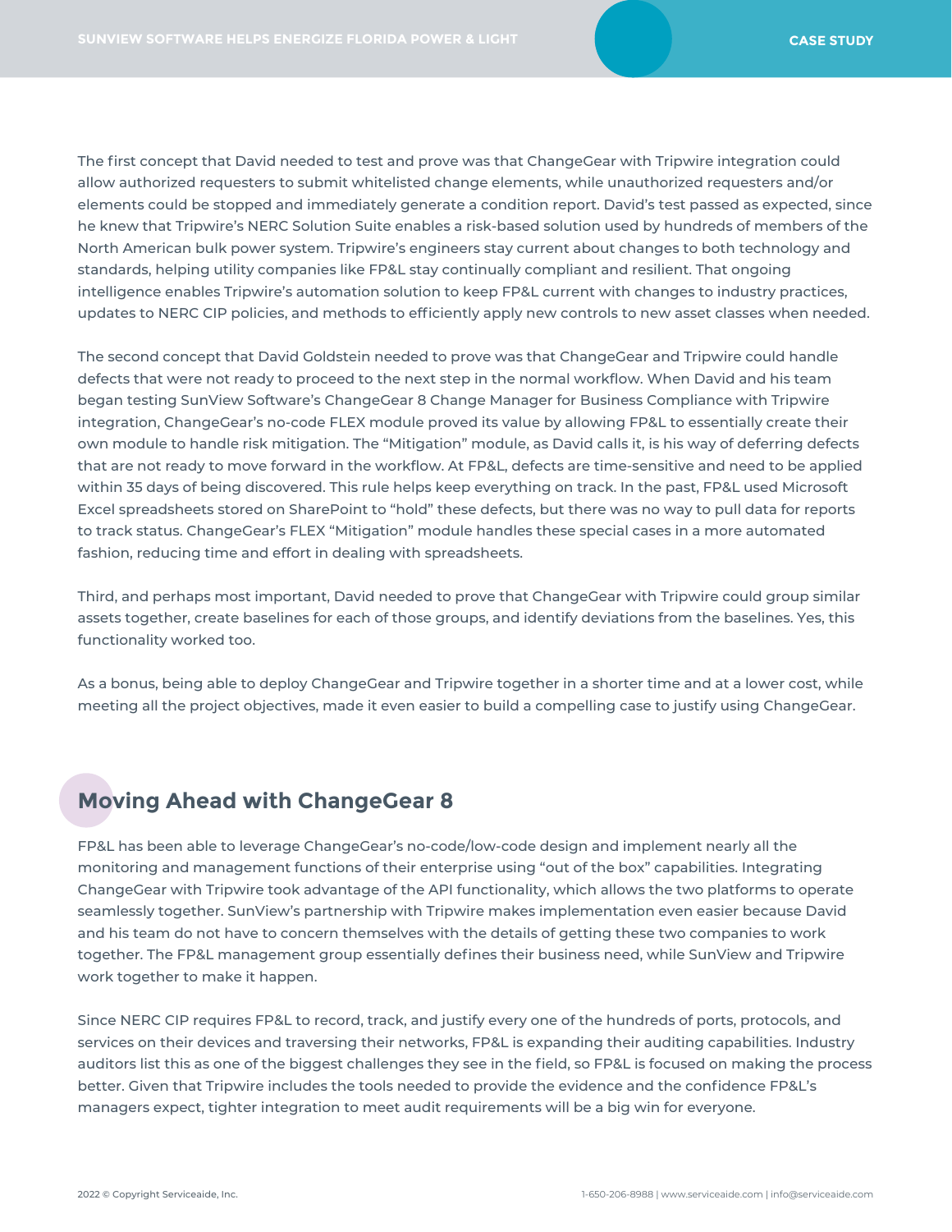The first concept that David needed to test and prove was that ChangeGear with Tripwire integration could allow authorized requesters to submit whitelisted change elements, while unauthorized requesters and/or elements could be stopped and immediately generate a condition report. David's test passed as expected, since he knew that Tripwire's NERC Solution Suite enables a risk-based solution used by hundreds of members of the North American bulk power system. Tripwire's engineers stay current about changes to both technology and standards, helping utility companies like FP&L stay continually compliant and resilient. That ongoing intelligence enables Tripwire's automation solution to keep FP&L current with changes to industry practices, updates to NERC CIP policies, and methods to efficiently apply new controls to new asset classes when needed.

The second concept that David Goldstein needed to prove was that ChangeGear and Tripwire could handle defects that were not ready to proceed to the next step in the normal workflow. When David and his team began testing SunView Software's ChangeGear 8 Change Manager for Business Compliance with Tripwire integration, ChangeGear's no-code FLEX module proved its value by allowing FP&L to essentially create their own module to handle risk mitigation. The "Mitigation" module, as David calls it, is his way of deferring defects that are not ready to move forward in the workflow. At FP&L, defects are time-sensitive and need to be applied within 35 days of being discovered. This rule helps keep everything on track. In the past, FP&L used Microsoft Excel spreadsheets stored on SharePoint to "hold" these defects, but there was no way to pull data for reports to track status. ChangeGear's FLEX "Mitigation" module handles these special cases in a more automated fashion, reducing time and effort in dealing with spreadsheets.

Third, and perhaps most important, David needed to prove that ChangeGear with Tripwire could group similar assets together, create baselines for each of those groups, and identify deviations from the baselines. Yes, this functionality worked too.

As a bonus, being able to deploy ChangeGear and Tripwire together in a shorter time and at a lower cost, while meeting all the project objectives, made it even easier to build a compelling case to justify using ChangeGear.

## Moving Ahead with ChangeGear 8

FP&L has been able to leverage ChangeGear's no-code/low-code design and implement nearly all the monitoring and management functions of their enterprise using "out of the box" capabilities. Integrating ChangeGear with Tripwire took advantage of the API functionality, which allows the two platforms to operate seamlessly together. SunView's partnership with Tripwire makes implementation even easier because David and his team do not have to concern themselves with the details of getting these two companies to work together. The FP&L management group essentially defines their business need, while SunView and Tripwire work together to make it happen.

Since NERC CIP requires FP&L to record, track, and justify every one of the hundreds of ports, protocols, and services on their devices and traversing their networks, FP&L is expanding their auditing capabilities. Industry auditors list this as one of the biggest challenges they see in the field, so FP&L is focused on making the process better. Given that Tripwire includes the tools needed to provide the evidence and the confidence FP&L's managers expect, tighter integration to meet audit requirements will be a big win for everyone.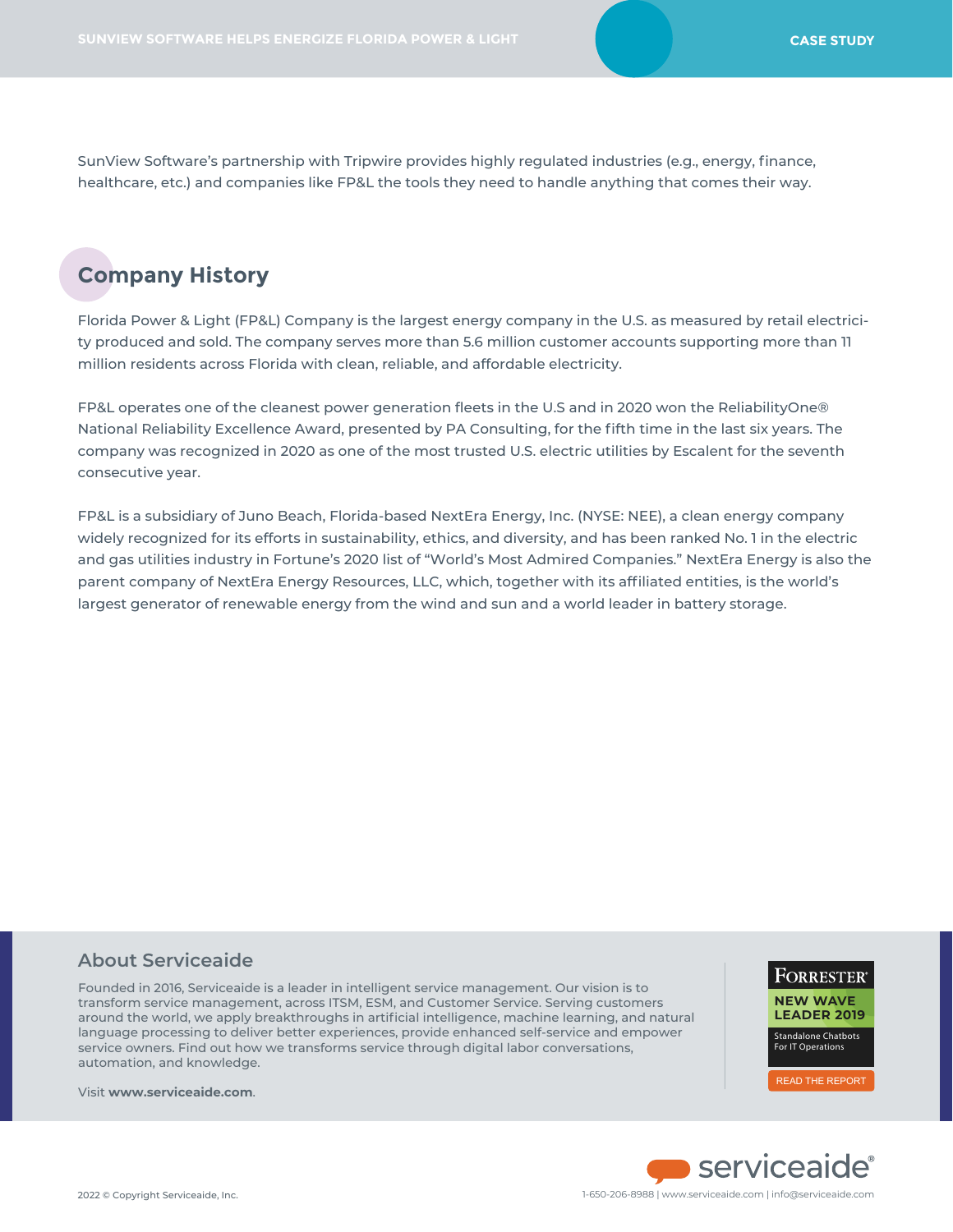SunView Software's partnership with Tripwire provides highly regulated industries (e.g., energy, finance, healthcare, etc.) and companies like FP&L the tools they need to handle anything that comes their way.

## Company History

Florida Power & Light (FP&L) Company is the largest energy company in the U.S. as measured by retail electricity produced and sold. The company serves more than 5.6 million customer accounts supporting more than 11 million residents across Florida with clean, reliable, and affordable electricity.

FP&L operates one of the cleanest power generation fleets in the U.S and in 2020 won the ReliabilityOne® National Reliability Excellence Award, presented by PA Consulting, for the fifth time in the last six years. The company was recognized in 2020 as one of the most trusted U.S. electric utilities by Escalent for the seventh consecutive year.

FP&L is a subsidiary of Juno Beach, Florida-based NextEra Energy, Inc. (NYSE: NEE), a clean energy company widely recognized for its efforts in sustainability, ethics, and diversity, and has been ranked No. 1 in the electric and gas utilities industry in Fortune's 2020 list of "World's Most Admired Companies." NextEra Energy is also the parent company of NextEra Energy Resources, LLC, which, together with its affiliated entities, is the world's largest generator of renewable energy from the wind and sun and a world leader in battery storage.

## About Serviceaide

Founded in 2016, Serviceaide is a leader in intelligent service management. Our vision is to transform service management, across ITSM, ESM, and Customer Service. Serving customers around the world, we apply breakthroughs in artificial intelligence, machine learning, and natural language processing to deliver better experiences, provide enhanced self-service and empower service owners. Find out how we transforms service through digital labor conversations, automation, and knowledge.

Visit **www.serviceaide.com**.

FORRESTER®
NEW WAVE LEADER 2019
Standalone Chatbots For IT Operations
READ THE REPORT

serviceaide®

2022 © Copyright Serviceaide, Inc.

1-650-206-8988 | www.serviceaide.com | info@serviceaide.com